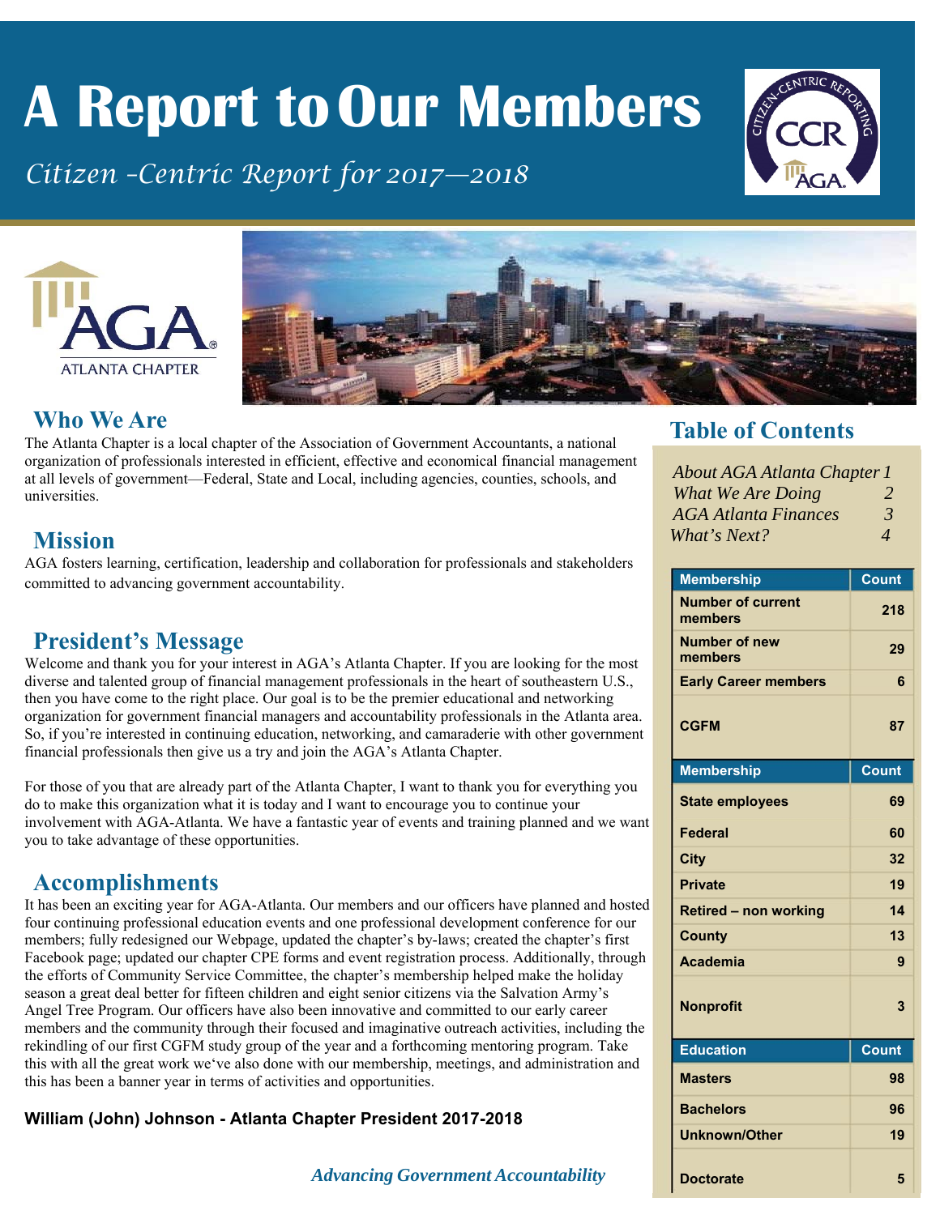# A Report to Our Members

*Citizen -Centric Report for 2017—2018*

ATLANTA CHAPTER

## Who We Are

The Atlanta Chapter is a local chapter of the Association of Government Accountants, a national organization of professionals interested in efficient, effective and economical financial management at all levels of government—Federal, State and Local, including agencies, counties, schools, and universities.

## Mission

AGA fosters learning, certification, leadership and collaboration for professionals and stakeholders committed to advancing government accountability.

## President's Message

Welcome and thank you for your interest in AGA's Atlanta Chapter. If you are looking for the most diverse and talented group of financial management professionals in the heart of southeastern U.S., then you have come to the right place. Our goal is to be the premier educational and networking organization for government financial managers and accountability professionals in the Atlanta area. So, if you're interested in continuing education, networking, and camaraderie with other government financial professionals then give us a try and join the AGA's Atlanta Chapter.

For those of you that are already part of the Atlanta Chapter, I want to thank you for everything you do to make this organization what it is today and I want to encourage you to continue your involvement with AGA-Atlanta. We have a fantastic year of events and training planned and we want you to take advantage of these opportunities.

## Accomplishments

It has been an exciting year for AGA-Atlanta. Our members and our officers have planned and hosted four continuing professional education events and one professional development conference for our members; fully redesigned our Webpage, updated the chapter's by-laws; created the chapter's first Facebook page; updated our chapter CPE forms and event registration process. Additionally, through the efforts of Community Service Committee, the chapter's membership helped make the holiday season a great deal better for fifteen children and eight senior citizens via the Salvation Army's Angel Tree Program. Our officers have also been innovative and committed to our early career members and the community through their focused and imaginative outreach activities, including the rekindling of our first CGFM study group of the year and a forthcoming mentoring program. Take this with all the great work we've also done with our membership, meetings, and administration and this has been a banner year in terms of activities and opportunities.

**William (John) Johnson - Atlanta Chapter President 2017-2018**

*Advancing Government Accountability*

## Table of Contents

*About AGA Atlanta Chapter 1*
*What We Are Doing 2*
*AGA Atlanta Finances 3*
*What's Next? 4*

| Membership | Count |
|---|---|
| Number of current members | 218 |
| Number of new members | 29 |
| Early Career members | 6 |
| CGFM | 87 |

| Membership | Count |
|---|---|
| State employees | 69 |
| Federal | 60 |
| City | 32 |
| Private | 19 |
| Retired – non working | 14 |
| County | 13 |
| Academia | 9 |
| Nonprofit | 3 |

| Education | Count |
|---|---|
| Masters | 98 |
| Bachelors | 96 |
| Unknown/Other | 19 |
| Doctorate | 5 |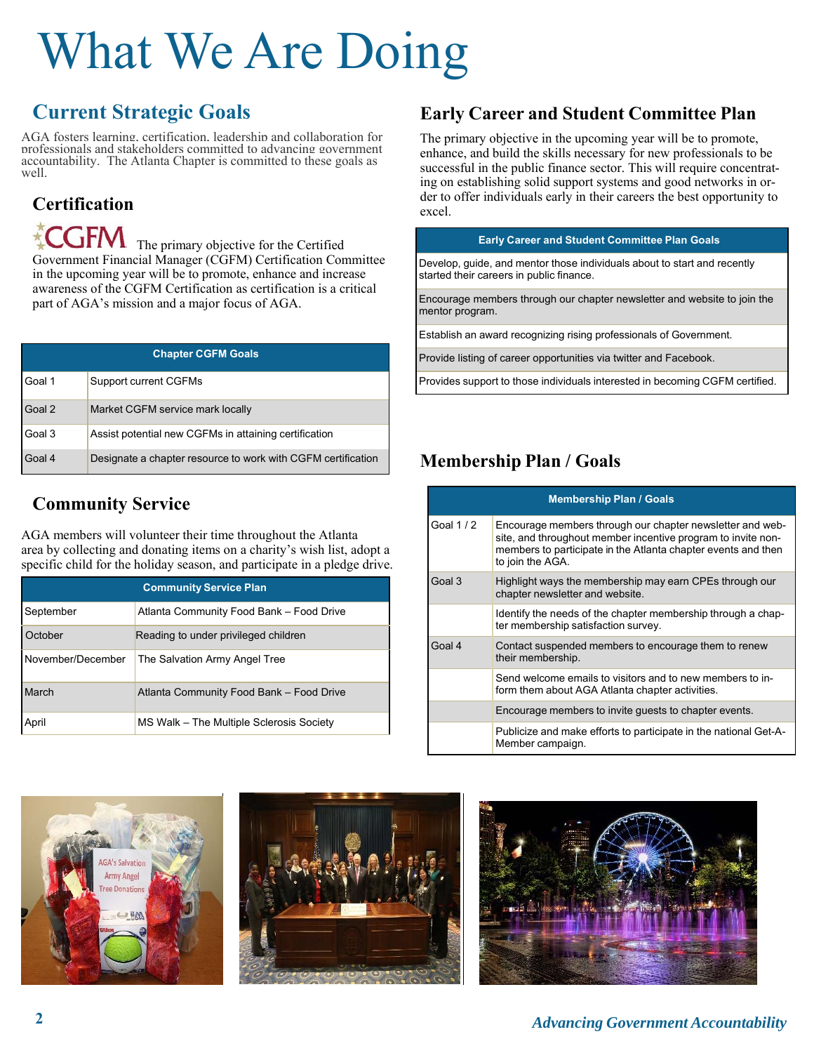# What We Are Doing

## Current Strategic Goals

AGA fosters learning, certification, leadership and collaboration for professionals and stakeholders committed to advancing government accountability. The Atlanta Chapter is committed to these goals as well.

### Certification

CGFM The primary objective for the Certified Government Financial Manager (CGFM) Certification Committee in the upcoming year will be to promote, enhance and increase awareness of the CGFM Certification as certification is a critical part of AGA's mission and a major focus of AGA.

| Chapter CGFM Goals | |
|---|---|
| Goal 1 | Support current CGFMs |
| Goal 2 | Market CGFM service mark locally |
| Goal 3 | Assist potential new CGFMs in attaining certification |
| Goal 4 | Designate a chapter resource to work with CGFM certification |

### Community Service

AGA members will volunteer their time throughout the Atlanta area by collecting and donating items on a charity's wish list, adopt a specific child for the holiday season, and participate in a pledge drive.

| Community Service Plan | |
|---|---|
| September | Atlanta Community Food Bank – Food Drive |
| October | Reading to under privileged children |
| November/December | The Salvation Army Angel Tree |
| March | Atlanta Community Food Bank – Food Drive |
| April | MS Walk – The Multiple Sclerosis Society |

## Early Career and Student Committee Plan

The primary objective in the upcoming year will be to promote, enhance, and build the skills necessary for new professionals to be successful in the public finance sector. This will require concentrating on establishing solid support systems and good networks in order to offer individuals early in their careers the best opportunity to excel.

| Early Career and Student Committee Plan Goals |
|---|
| Develop, guide, and mentor those individuals about to start and recently started their careers in public finance. |
| Encourage members through our chapter newsletter and website to join the mentor program. |
| Establish an award recognizing rising professionals of Government. |
| Provide listing of career opportunities via twitter and Facebook. |
| Provides support to those individuals interested in becoming CGFM certified. |

## Membership Plan / Goals

| Membership Plan / Goals | |
|---|---|
| Goal 1 / 2 | Encourage members through our chapter newsletter and website, and throughout member incentive program to invite non-members to participate in the Atlanta chapter events and then to join the AGA. |
| Goal 3 | Highlight ways the membership may earn CPEs through our chapter newsletter and website. |
| | Identify the needs of the chapter membership through a chapter membership satisfaction survey. |
| Goal 4 | Contact suspended members to encourage them to renew their membership. |
| | Send welcome emails to visitors and to new members to inform them about AGA Atlanta chapter activities. |
| | Encourage members to invite guests to chapter events. |
| | Publicize and make efforts to participate in the national Get-A-Member campaign. |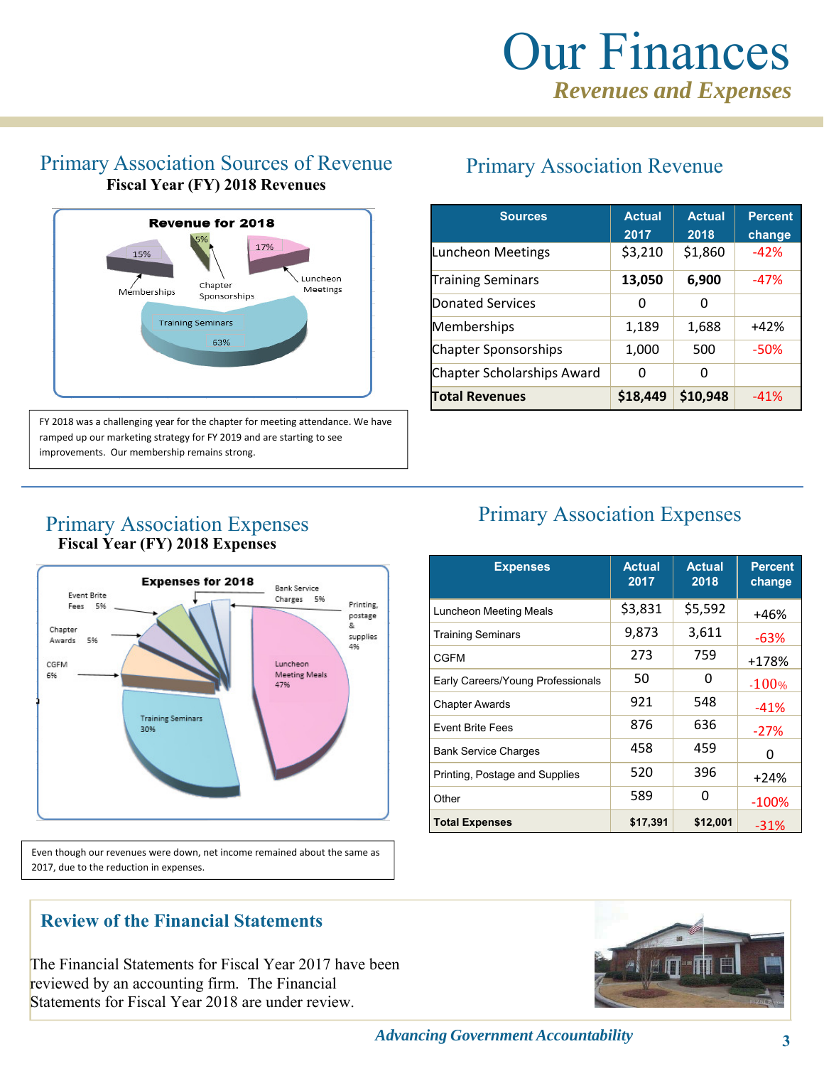# Our Finances

*Revenues and Expenses*

## Primary Association Sources of Revenue

**Fiscal Year (FY) 2018 Revenues**

Revenue for 2018

Memberships 15%, Chapter Sponsorships 5%, Luncheon Meetings 17%, Training Seminars 63%

FY 2018 was a challenging year for the chapter for meeting attendance. We have ramped up our marketing strategy for FY 2019 and are starting to see improvements. Our membership remains strong.

## Primary Association Revenue

| Sources | Actual 2017 | Actual 2018 | Percent change |
|---|---|---|---|
| Luncheon Meetings | $3,210 | $1,860 | -42% |
| Training Seminars | 13,050 | 6,900 | -47% |
| Donated Services | 0 | 0 | |
| Memberships | 1,189 | 1,688 | +42% |
| Chapter Sponsorships | 1,000 | 500 | -50% |
| Chapter Scholarships Award | 0 | 0 | |
| **Total Revenues** | **$18,449** | **$10,948** | -41% |

## Primary Association Expenses

**Fiscal Year (FY) 2018 Expenses**

Expenses for 2018

Event Brite Fees 5%, Bank Service Charges 5%, Printing, postage & supplies 4%, Chapter Awards 5%, CGFM 6%, Luncheon Meeting Meals 47%, Training Seminars 30%

Even though our revenues were down, net income remained about the same as 2017, due to the reduction in expenses.

## Primary Association Expenses

| Expenses | Actual 2017 | Actual 2018 | Percent change |
|---|---|---|---|
| Luncheon Meeting Meals | $3,831 | $5,592 | +46% |
| Training Seminars | 9,873 | 3,611 | -63% |
| CGFM | 273 | 759 | +178% |
| Early Careers/Young Professionals | 50 | 0 | -100% |
| Chapter Awards | 921 | 548 | -41% |
| Event Brite Fees | 876 | 636 | -27% |
| Bank Service Charges | 458 | 459 | 0 |
| Printing, Postage and Supplies | 520 | 396 | +24% |
| Other | 589 | 0 | -100% |
| **Total Expenses** | **$17,391** | **$12,001** | -31% |

## Review of the Financial Statements

The Financial Statements for Fiscal Year 2017 have been reviewed by an accounting firm. The Financial Statements for Fiscal Year 2018 are under review.

*Advancing Government Accountability*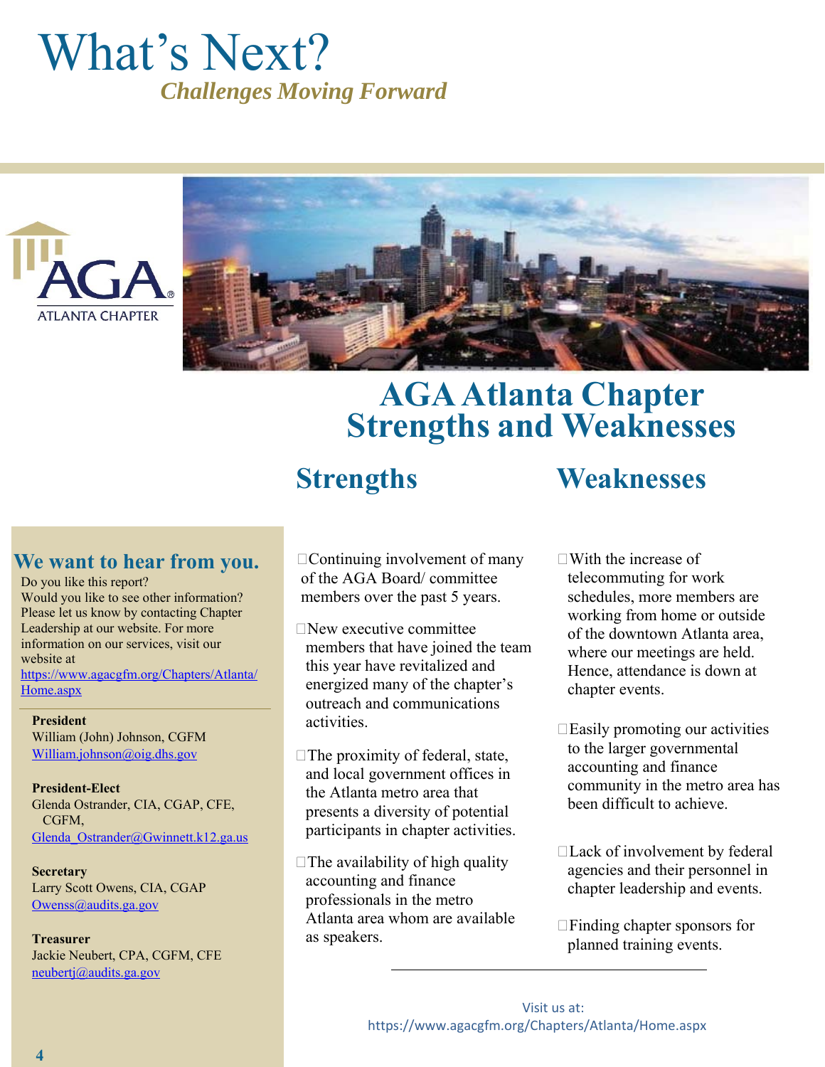# What's Next?

*Challenges Moving Forward*

## AGA Atlanta Chapter Strengths and Weaknesses

### Strengths

- Continuing involvement of many of the AGA Board/ committee members over the past 5 years.
- New executive committee members that have joined the team this year have revitalized and energized many of the chapter's outreach and communications activities.
- The proximity of federal, state, and local government offices in the Atlanta metro area that presents a diversity of potential participants in chapter activities.
- The availability of high quality accounting and finance professionals in the metro Atlanta area whom are available as speakers.

### Weaknesses

- With the increase of telecommuting for work schedules, more members are working from home or outside of the downtown Atlanta area, where our meetings are held. Hence, attendance is down at chapter events.
- Easily promoting our activities to the larger governmental accounting and finance community in the metro area has been difficult to achieve.
- Lack of involvement by federal agencies and their personnel in chapter leadership and events.
- Finding chapter sponsors for planned training events.

Visit us at:
https://www.agacgfm.org/Chapters/Atlanta/Home.aspx

## We want to hear from you.

Do you like this report?
Would you like to see other information?
Please let us know by contacting Chapter Leadership at our website. For more information on our services, visit our website at
https://www.agacgfm.org/Chapters/Atlanta/Home.aspx

**President**
William (John) Johnson, CGFM
William.johnson@oig.dhs.gov

**President-Elect**
Glenda Ostrander, CIA, CGAP, CFE, CGFM,
Glenda_Ostrander@Gwinnett.k12.ga.us

**Secretary**
Larry Scott Owens, CIA, CGAP
Owenss@audits.ga.gov

**Treasurer**
Jackie Neubert, CPA, CGFM, CFE
neubertj@audits.ga.gov